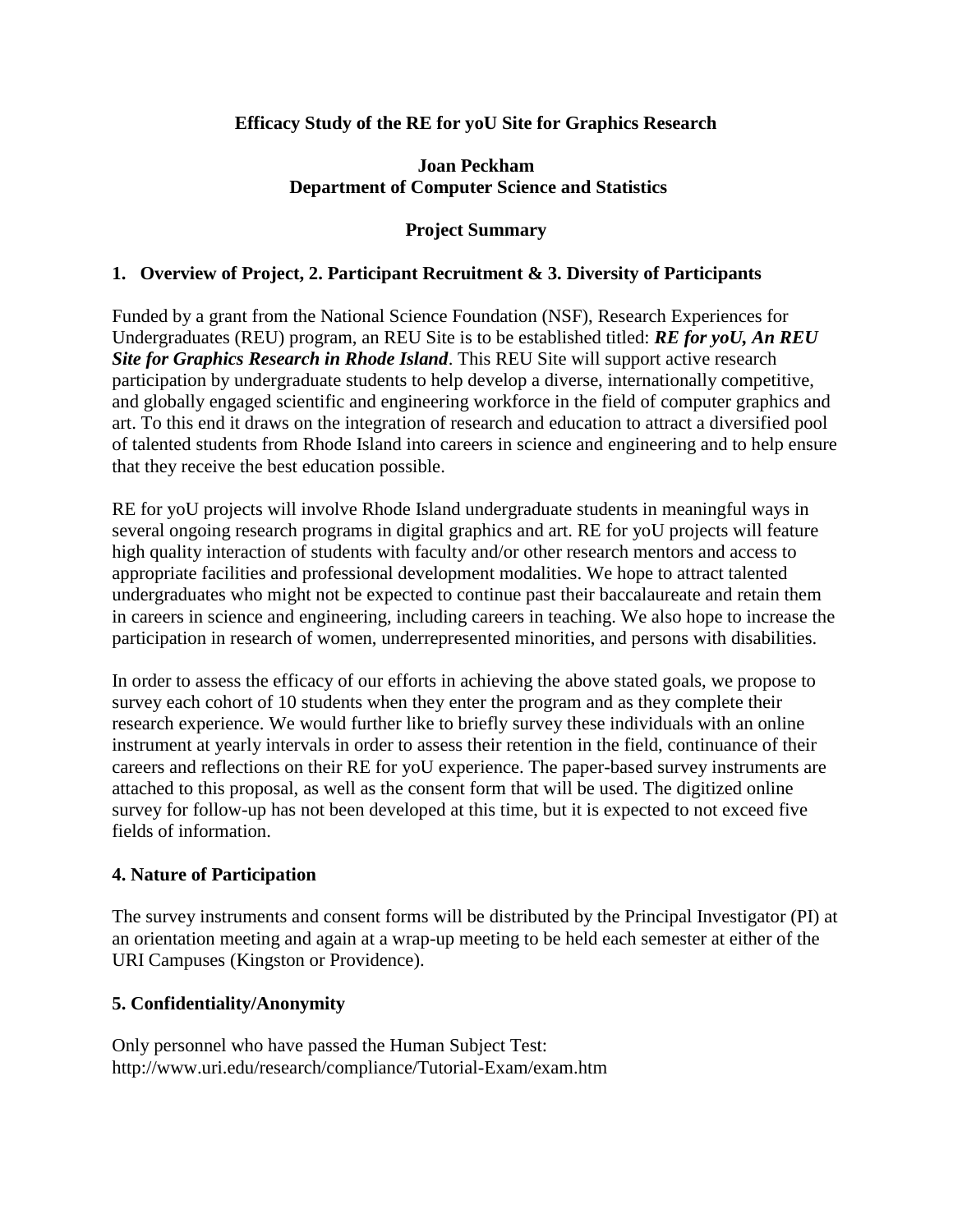**Efficacy Study of the RE for yoU Site for Graphics Research**

**Joan Peckham**
**Department of Computer Science and Statistics**

**Project Summary**

### 1. Overview of Project, 2. Participant Recruitment & 3. Diversity of Participants

Funded by a grant from the National Science Foundation (NSF), Research Experiences for Undergraduates (REU) program, an REU Site is to be established titled: ***RE for yoU, An REU Site for Graphics Research in Rhode Island***. This REU Site will support active research participation by undergraduate students to help develop a diverse, internationally competitive, and globally engaged scientific and engineering workforce in the field of computer graphics and art. To this end it draws on the integration of research and education to attract a diversified pool of talented students from Rhode Island into careers in science and engineering and to help ensure that they receive the best education possible.

RE for yoU projects will involve Rhode Island undergraduate students in meaningful ways in several ongoing research programs in digital graphics and art. RE for yoU projects will feature high quality interaction of students with faculty and/or other research mentors and access to appropriate facilities and professional development modalities. We hope to attract talented undergraduates who might not be expected to continue past their baccalaureate and retain them in careers in science and engineering, including careers in teaching. We also hope to increase the participation in research of women, underrepresented minorities, and persons with disabilities.

In order to assess the efficacy of our efforts in achieving the above stated goals, we propose to survey each cohort of 10 students when they enter the program and as they complete their research experience. We would further like to briefly survey these individuals with an online instrument at yearly intervals in order to assess their retention in the field, continuance of their careers and reflections on their RE for yoU experience. The paper-based survey instruments are attached to this proposal, as well as the consent form that will be used. The digitized online survey for follow-up has not been developed at this time, but it is expected to not exceed five fields of information.

### 4. Nature of Participation

The survey instruments and consent forms will be distributed by the Principal Investigator (PI) at an orientation meeting and again at a wrap-up meeting to be held each semester at either of the URI Campuses (Kingston or Providence).

### 5. Confidentiality/Anonymity

Only personnel who have passed the Human Subject Test:
http://www.uri.edu/research/compliance/Tutorial-Exam/exam.htm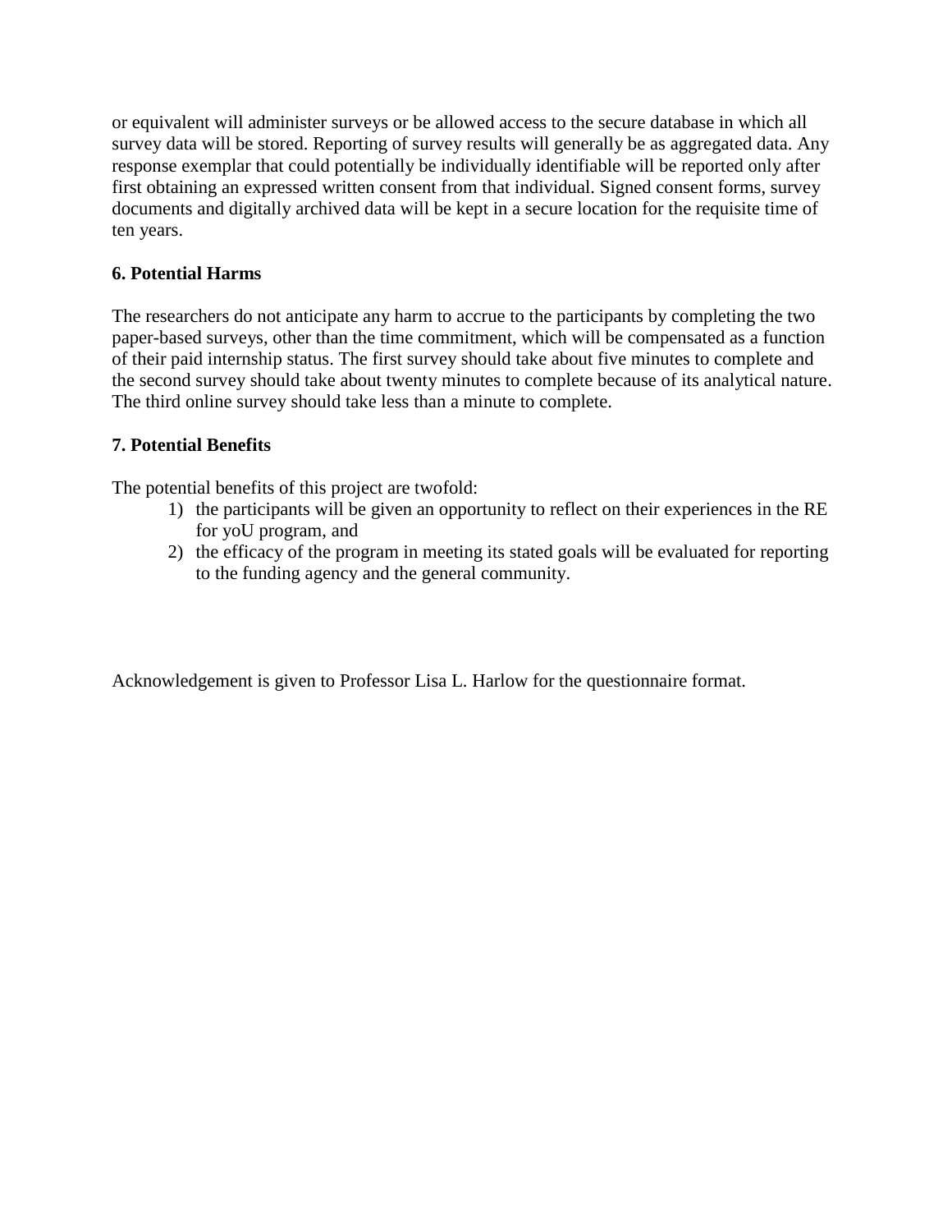or equivalent will administer surveys or be allowed access to the secure database in which all survey data will be stored. Reporting of survey results will generally be as aggregated data. Any response exemplar that could potentially be individually identifiable will be reported only after first obtaining an expressed written consent from that individual. Signed consent forms, survey documents and digitally archived data will be kept in a secure location for the requisite time of ten years.

**6. Potential Harms**

The researchers do not anticipate any harm to accrue to the participants by completing the two paper-based surveys, other than the time commitment, which will be compensated as a function of their paid internship status. The first survey should take about five minutes to complete and the second survey should take about twenty minutes to complete because of its analytical nature. The third online survey should take less than a minute to complete.

**7. Potential Benefits**

The potential benefits of this project are twofold:

1) the participants will be given an opportunity to reflect on their experiences in the RE for yoU program, and
2) the efficacy of the program in meeting its stated goals will be evaluated for reporting to the funding agency and the general community.

Acknowledgement is given to Professor Lisa L. Harlow for the questionnaire format.